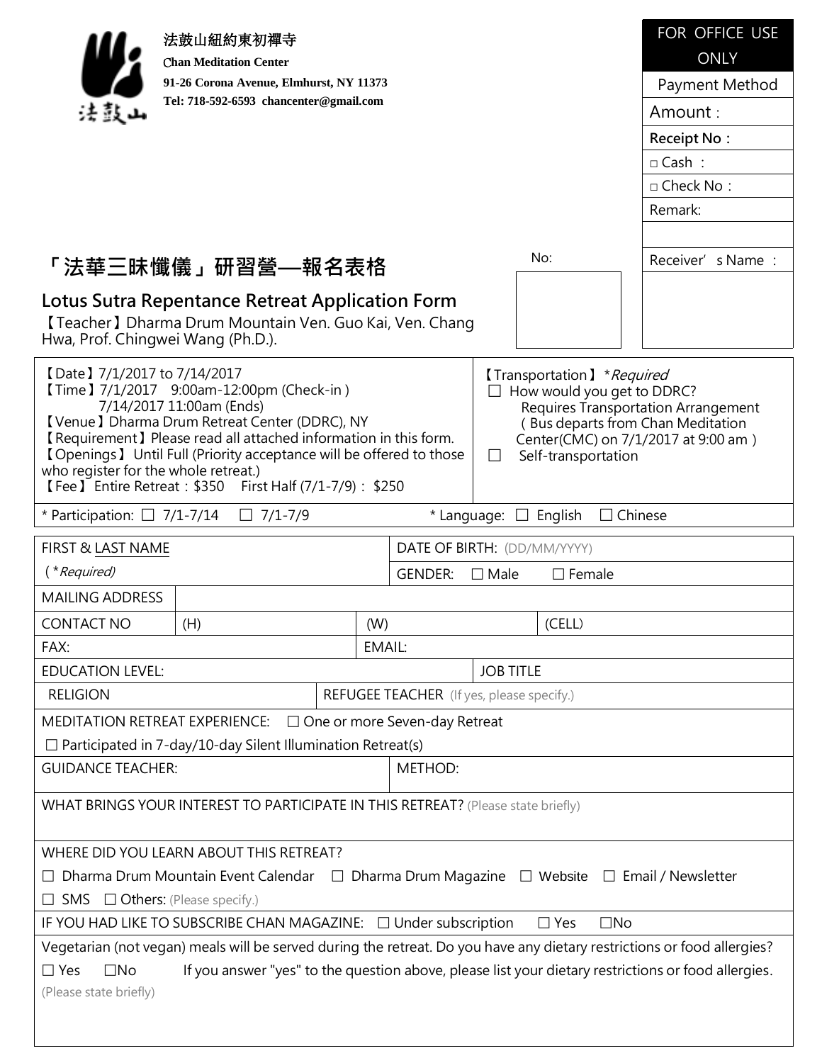法鼓山紐約東初禪寺

**Chan Meditation Center**

**91-26 Corona Avenue, Elmhurst, NY 11373**

**Tel: 718-592-6593 chancenter@gmail.com**

| FOR OFFICE USE ONLY |
|---|
| Payment Method |
| Amount： |
| **Receipt No：** |
| □ Cash ： |
| □ Check No： |
| Remark: |
| |
| Receiver's Name ： |

No:

# 「法華三昧懺儀」研習營—報名表格

## Lotus Sutra Repentance Retreat Application Form

【Teacher】Dharma Drum Mountain Ven. Guo Kai, Ven. Chang Hwa, Prof. Chingwei Wang (Ph.D.).

【Date】7/1/2017 to 7/14/2017
【Time】7/1/2017 9:00am-12:00pm (Check-in )
7/14/2017 11:00am (Ends)
【Venue】Dharma Drum Retreat Center (DDRC), NY
【Requirement】Please read all attached information in this form.
【Openings】 Until Full (Priority acceptance will be offered to those who register for the whole retreat.)
【Fee】 Entire Retreat：$350 First Half (7/1-7/9)：$250

【Transportation】 **Required*
☐ How would you get to DDRC?
Requires Transportation Arrangement
(Bus departs from Chan Meditation Center(CMC) on 7/1/2017 at 9:00 am )
☐ Self-transportation

* Participation: ☐ 7/1-7/14 ☐ 7/1-7/9 * Language: ☐ English ☐ Chinese

| FIRST & LAST NAME (**Required*) | | DATE OF BIRTH: (DD/MM/YYYY) |
|---|---|---|
| | | GENDER: ☐ Male ☐ Female |
| MAILING ADDRESS | | |
| CONTACT NO | (H) | (W) | (CELL) |
| FAX: | | EMAIL: |
| EDUCATION LEVEL: | | JOB TITLE |
| RELIGION | | REFUGEE TEACHER (If yes, please specify.) |

MEDITATION RETREAT EXPERIENCE: ☐ One or more Seven-day Retreat
☐ Participated in 7-day/10-day Silent Illumination Retreat(s)

| GUIDANCE TEACHER: | METHOD: |
|---|---|

WHAT BRINGS YOUR INTEREST TO PARTICIPATE IN THIS RETREAT? (Please state briefly)

WHERE DID YOU LEARN ABOUT THIS RETREAT?
☐ Dharma Drum Mountain Event Calendar ☐ Dharma Drum Magazine ☐ Website ☐ Email / Newsletter
☐ SMS ☐ Others: (Please specify.)

IF YOU HAD LIKE TO SUBSCRIBE CHAN MAGAZINE: ☐ Under subscription ☐ Yes ☐No

Vegetarian (not vegan) meals will be served during the retreat. Do you have any dietary restrictions or food allergies?
☐ Yes ☐No If you answer "yes" to the question above, please list your dietary restrictions or food allergies.
(Please state briefly)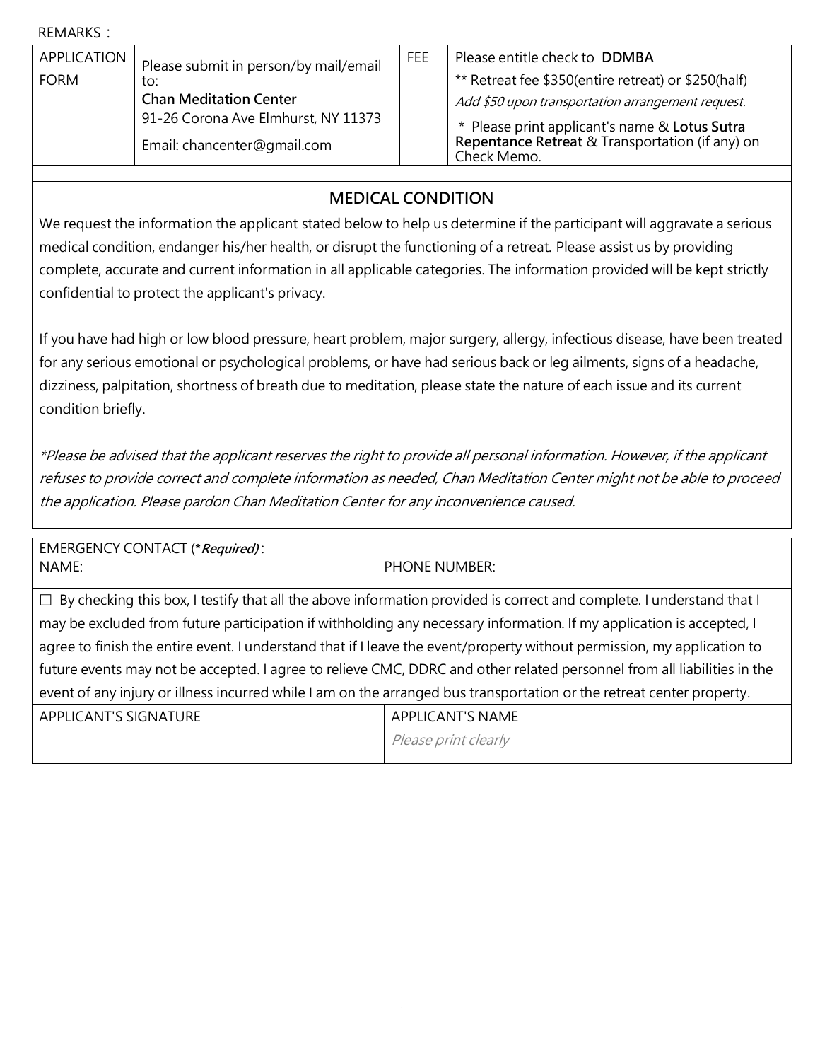REMARKS：

| APPLICATION FORM | Please submit in person/by mail/email to:<br>**Chan Meditation Center**<br>91-26 Corona Ave Elmhurst, NY 11373<br>Email: chancenter@gmail.com | FEE | Please entitle check to **DDMBA**<br>** Retreat fee $350(entire retreat) or $250(half)<br>*Add $50 upon transportation arrangement request.*<br>* Please print applicant's name & **Lotus Sutra Repentance Retreat** & Transportation (if any) on Check Memo. |
|---|---|---|---|

## MEDICAL CONDITION

We request the information the applicant stated below to help us determine if the participant will aggravate a serious medical condition, endanger his/her health, or disrupt the functioning of a retreat. Please assist us by providing complete, accurate and current information in all applicable categories. The information provided will be kept strictly confidential to protect the applicant's privacy.

If you have had high or low blood pressure, heart problem, major surgery, allergy, infectious disease, have been treated for any serious emotional or psychological problems, or have had serious back or leg ailments, signs of a headache, dizziness, palpitation, shortness of breath due to meditation, please state the nature of each issue and its current condition briefly.

*\*Please be advised that the applicant reserves the right to provide all personal information. However, if the applicant refuses to provide correct and complete information as needed, Chan Meditation Center might not be able to proceed the application. Please pardon Chan Meditation Center for any inconvenience caused.*

EMERGENCY CONTACT (***Required)***：
NAME: PHONE NUMBER:

☐ By checking this box, I testify that all the above information provided is correct and complete. I understand that I may be excluded from future participation if withholding any necessary information. If my application is accepted, I agree to finish the entire event. I understand that if I leave the event/property without permission, my application to future events may not be accepted. I agree to relieve CMC, DDRC and other related personnel from all liabilities in the event of any injury or illness incurred while I am on the arranged bus transportation or the retreat center property.

| APPLICANT'S SIGNATURE | APPLICANT'S NAME<br>*Please print clearly* |
|---|---|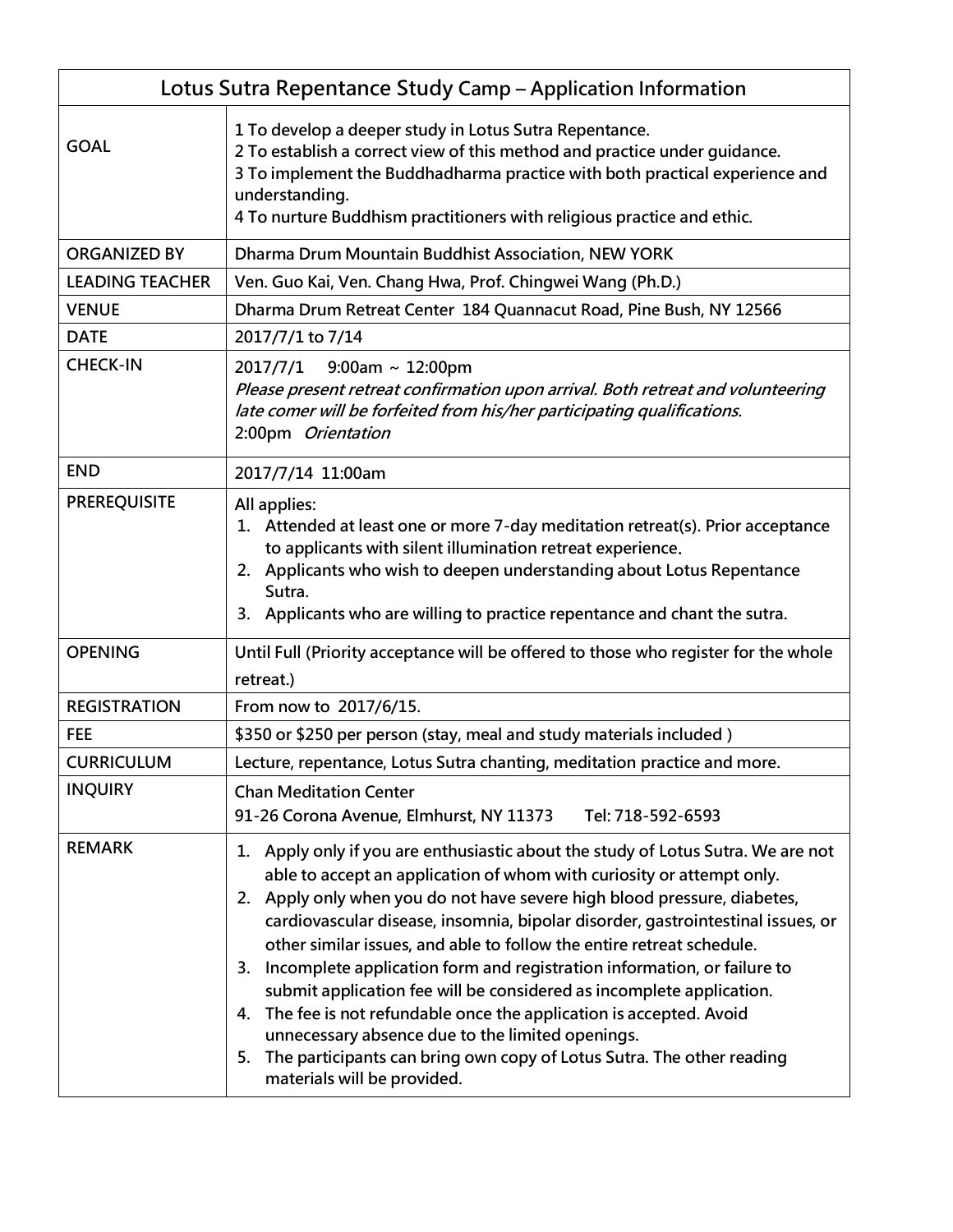| Lotus Sutra Repentance Study Camp – Application Information | |
|---|---|
| GOAL | 1 To develop a deeper study in Lotus Sutra Repentance.<br>2 To establish a correct view of this method and practice under guidance.<br>3 To implement the Buddhadharma practice with both practical experience and understanding.<br>4 To nurture Buddhism practitioners with religious practice and ethic. |
| ORGANIZED BY | Dharma Drum Mountain Buddhist Association, NEW YORK |
| LEADING TEACHER | Ven. Guo Kai, Ven. Chang Hwa, Prof. Chingwei Wang (Ph.D.) |
| VENUE | Dharma Drum Retreat Center 184 Quannacut Road, Pine Bush, NY 12566 |
| DATE | 2017/7/1 to 7/14 |
| CHECK-IN | 2017/7/1 9:00am ~ 12:00pm<br>*Please present retreat confirmation upon arrival. Both retreat and volunteering late comer will be forfeited from his/her participating qualifications.*<br>2:00pm *Orientation* |
| END | 2017/7/14 11:00am |
| PREREQUISITE | All applies:<br>1. Attended at least one or more 7-day meditation retreat(s). Prior acceptance to applicants with silent illumination retreat experience.<br>2. Applicants who wish to deepen understanding about Lotus Repentance Sutra.<br>3. Applicants who are willing to practice repentance and chant the sutra. |
| OPENING | Until Full (Priority acceptance will be offered to those who register for the whole retreat.) |
| REGISTRATION | From now to 2017/6/15. |
| FEE | $350 or $250 per person (stay, meal and study materials included ) |
| CURRICULUM | Lecture, repentance, Lotus Sutra chanting, meditation practice and more. |
| INQUIRY | Chan Meditation Center<br>91-26 Corona Avenue, Elmhurst, NY 11373 Tel: 718-592-6593 |
| REMARK | 1. Apply only if you are enthusiastic about the study of Lotus Sutra. We are not able to accept an application of whom with curiosity or attempt only.<br>2. Apply only when you do not have severe high blood pressure, diabetes, cardiovascular disease, insomnia, bipolar disorder, gastrointestinal issues, or other similar issues, and able to follow the entire retreat schedule.<br>3. Incomplete application form and registration information, or failure to submit application fee will be considered as incomplete application.<br>4. The fee is not refundable once the application is accepted. Avoid unnecessary absence due to the limited openings.<br>5. The participants can bring own copy of Lotus Sutra. The other reading materials will be provided. |